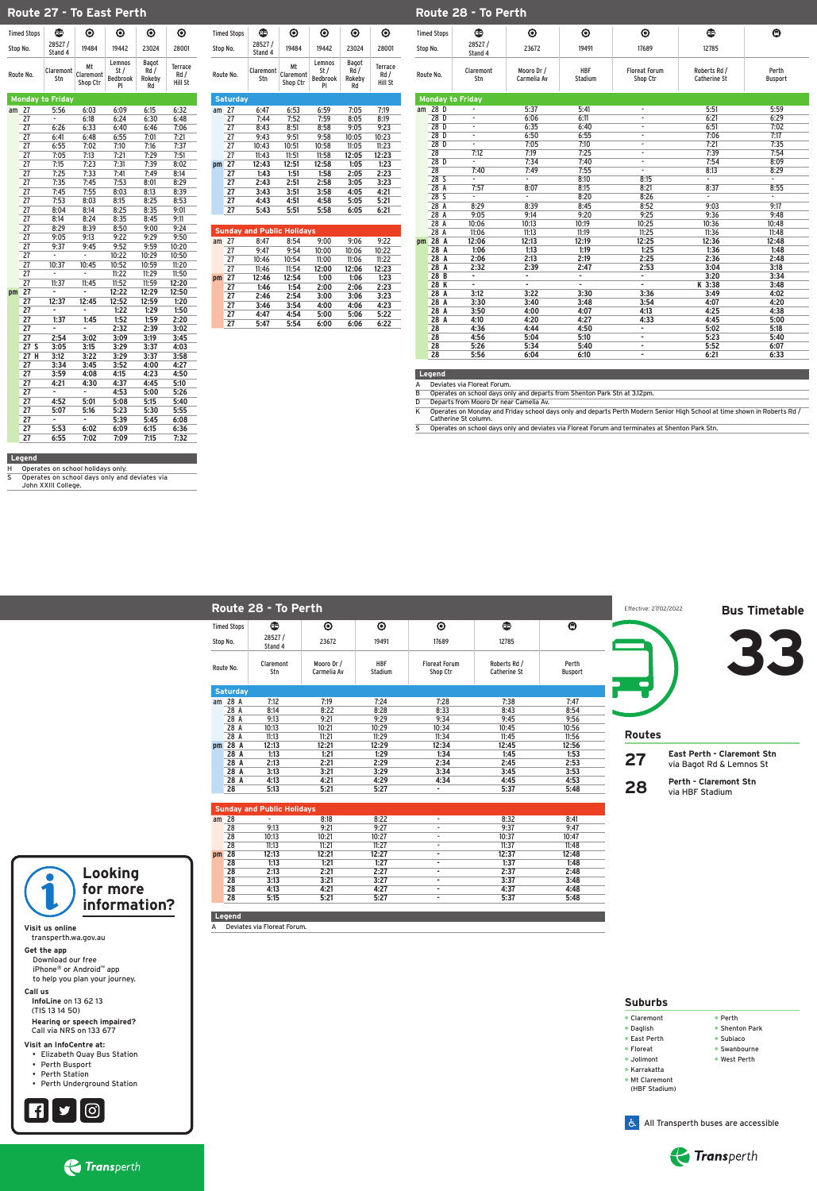# Bus Timetable 33

Effective: 27/02/2022

## Routes

**27** East Perth - Claremont Stn via Bagot Rd & Lemnos St

**28** Perth - Claremont Stn via HBF Stadium

## Route 27 - To East Perth

| Timed Stops | | Claremont Stn | Mt Claremont Shop Ctr | Lemnos St / Bedbrook Pl | Bagot Rd / Rokeby Rd | Terrace Rd / Hill St |
|---|---|---|---|---|---|---|
| Stop No. | | 28527 / Stand 4 | 19484 | 19442 | 23024 | 28001 |
| **Monday to Friday** | | | | | | |
| am | 27 | 5:56 | 6:03 | 6:09 | 6:15 | 6:32 |
| | 27 | - | 6:18 | 6:24 | 6:30 | 6:48 |
| | 27 | 6:26 | 6:33 | 6:40 | 6:46 | 7:06 |
| | 27 | 6:41 | 6:48 | 6:55 | 7:01 | 7:21 |
| | 27 | 6:55 | 7:02 | 7:10 | 7:16 | 7:37 |
| | 27 | 7:05 | 7:13 | 7:21 | 7:29 | 7:51 |
| | 27 | 7:15 | 7:23 | 7:31 | 7:39 | 8:02 |
| | 27 | 7:25 | 7:33 | 7:41 | 7:49 | 8:14 |
| | 27 | 7:35 | 7:45 | 7:53 | 8:01 | 8:29 |
| | 27 | 7:45 | 7:55 | 8:03 | 8:13 | 8:39 |
| | 27 | 7:53 | 8:03 | 8:15 | 8:25 | 8:53 |
| | 27 | 8:04 | 8:14 | 8:25 | 8:35 | 9:01 |
| | 27 | 8:14 | 8:24 | 8:35 | 8:45 | 9:11 |
| | 27 | 8:29 | 8:39 | 8:50 | 9:00 | 9:24 |
| | 27 | 9:05 | 9:13 | 9:22 | 9:29 | 9:50 |
| | 27 | 9:37 | 9:45 | 9:52 | 9:59 | 10:20 |
| | 27 | - | - | 10:22 | 10:29 | 10:50 |
| | 27 | 10:37 | 10:45 | 10:52 | 10:59 | 11:20 |
| | 27 | - | - | 11:22 | 11:29 | 11:50 |
| | 27 | 11:37 | 11:45 | 11:52 | 11:59 | 12:20 |
| pm | 27 | - | - | 12:22 | 12:29 | 12:50 |
| | 27 | 12:37 | 12:45 | 12:52 | 12:59 | 1:20 |
| | 27 | - | - | 1:22 | 1:29 | 1:50 |
| | 27 | 1:37 | 1:45 | 1:52 | 1:59 | 2:20 |
| | 27 | - | - | 2:32 | 2:39 | 3:02 |
| | 27 | 2:54 | 3:02 | 3:09 | 3:19 | 3:45 |
| | 27 S | 3:05 | 3:15 | 3:29 | 3:37 | 4:03 |
| | 27 H | 3:12 | 3:22 | 3:29 | 3:37 | 3:58 |
| | 27 | 3:34 | 3:45 | 3:52 | 4:00 | 4:27 |
| | 27 | 3:59 | 4:08 | 4:15 | 4:23 | 4:50 |
| | 27 | 4:21 | 4:30 | 4:37 | 4:45 | 5:10 |
| | 27 | - | - | 4:53 | 5:00 | 5:26 |
| | 27 | 4:52 | 5:01 | 5:08 | 5:15 | 5:40 |
| | 27 | 5:07 | 5:16 | 5:23 | 5:30 | 5:55 |
| | 27 | - | - | 5:39 | 5:45 | 6:08 |
| | 27 | 5:53 | 6:02 | 6:09 | 6:15 | 6:36 |
| | 27 | 6:55 | 7:02 | 7:09 | 7:15 | 7:32 |

**Legend**
- H Operates on school holidays only.
- S Operates on school days only and deviates via John XXIII College.

| Timed Stops | | Claremont Stn | Mt Claremont Shop Ctr | Lemnos St / Bedbrook Pl | Bagot Rd / Rokeby Rd | Terrace Rd / Hill St |
|---|---|---|---|---|---|---|
| Stop No. | | 28527 / Stand 4 | 19484 | 19442 | 23024 | 28001 |
| **Saturday** | | | | | | |
| am | 27 | 6:47 | 6:53 | 6:59 | 7:05 | 7:19 |
| | 27 | 7:44 | 7:52 | 7:59 | 8:05 | 8:19 |
| | 27 | 8:43 | 8:51 | 8:58 | 9:05 | 9:23 |
| | 27 | 9:43 | 9:51 | 9:58 | 10:05 | 10:23 |
| | 27 | 10:43 | 10:51 | 10:58 | 11:05 | 11:23 |
| | 27 | 11:43 | 11:51 | 11:58 | 12:05 | 12:23 |
| pm | 27 | 12:43 | 12:51 | 12:58 | 1:05 | 1:23 |
| | 27 | 1:43 | 1:51 | 1:58 | 2:05 | 2:23 |
| | 27 | 2:43 | 2:51 | 2:58 | 3:05 | 3:23 |
| | 27 | 3:43 | 3:51 | 3:58 | 4:05 | 4:21 |
| | 27 | 4:43 | 4:51 | 4:58 | 5:05 | 5:21 |
| | 27 | 5:43 | 5:51 | 5:58 | 6:05 | 6:21 |
| **Sunday and Public Holidays** | | | | | | |
| am | 27 | 8:47 | 8:54 | 9:00 | 9:06 | 9:22 |
| | 27 | 9:47 | 9:54 | 10:00 | 10:06 | 10:22 |
| | 27 | 10:46 | 10:54 | 11:00 | 11:06 | 11:22 |
| | 27 | 11:46 | 11:54 | 12:00 | 12:06 | 12:23 |
| pm | 27 | 12:46 | 12:54 | 1:00 | 1:06 | 1:23 |
| | 27 | 1:46 | 1:54 | 2:00 | 2:06 | 2:23 |
| | 27 | 2:46 | 2:54 | 3:00 | 3:06 | 3:23 |
| | 27 | 3:46 | 3:54 | 4:00 | 4:06 | 4:23 |
| | 27 | 4:47 | 4:54 | 5:00 | 5:06 | 5:22 |
| | 27 | 5:47 | 5:54 | 6:00 | 6:06 | 6:22 |

## Route 28 - To Perth

| Timed Stops | | Claremont Stn | Mooro Dr / Carmelia Av | HBF Stadium | Floreat Forum Shop Ctr | Roberts Rd / Catherine St | Perth Busport |
|---|---|---|---|---|---|---|---|
| Stop No. | | 28527 / Stand 4 | 23672 | 19491 | 17689 | 12785 | |
| **Monday to Friday** | | | | | | | |
| am | 28 D | - | 5:37 | 5:41 | - | 5:51 | 5:59 |
| | 28 D | - | 6:06 | 6:11 | - | 6:21 | 6:29 |
| | 28 D | - | 6:35 | 6:40 | - | 6:51 | 7:02 |
| | 28 D | - | 6:50 | 6:55 | - | 7:06 | 7:17 |
| | 28 D | - | 7:05 | 7:10 | - | 7:21 | 7:35 |
| | 28 | 7:12 | 7:19 | 7:25 | - | 7:39 | 7:54 |
| | 28 D | - | 7:34 | 7:40 | - | 7:54 | 8:09 |
| | 28 | 7:40 | 7:49 | 7:55 | - | 8:13 | 8:29 |
| | 28 S | - | - | 8:10 | 8:15 | - | - |
| | 28 A | 7:57 | 8:07 | 8:15 | 8:21 | 8:37 | 8:55 |
| | 28 S | - | - | 8:20 | 8:26 | - | - |
| | 28 A | 8:29 | 8:39 | 8:45 | 8:52 | 9:03 | 9:17 |
| | 28 A | 9:05 | 9:14 | 9:20 | 9:25 | 9:36 | 9:48 |
| | 28 A | 10:06 | 10:13 | 10:19 | 10:25 | 10:36 | 10:48 |
| | 28 A | 11:06 | 11:13 | 11:19 | 11:25 | 11:36 | 11:48 |
| pm | 28 A | 12:06 | 12:13 | 12:19 | 12:25 | 12:36 | 12:48 |
| | 28 A | 1:06 | 1:13 | 1:19 | 1:25 | 1:36 | 1:48 |
| | 28 A | 2:06 | 2:13 | 2:19 | 2:25 | 2:36 | 2:48 |
| | 28 A | 2:32 | 2:39 | 2:47 | 2:53 | 3:04 | 3:18 |
| | 28 B | - | - | - | - | 3:20 | 3:34 |
| | 28 K | - | - | - | - | K 3:38 | 3:48 |
| | 28 A | 3:12 | 3:22 | 3:30 | 3:36 | 3:49 | 4:02 |
| | 28 A | 3:30 | 3:40 | 3:48 | 3:54 | 4:07 | 4:20 |
| | 28 A | 3:50 | 4:00 | 4:07 | 4:13 | 4:25 | 4:38 |
| | 28 A | 4:10 | 4:20 | 4:27 | 4:33 | 4:45 | 5:00 |
| | 28 | 4:36 | 4:44 | 4:50 | - | 5:02 | 5:18 |
| | 28 | 4:56 | 5:04 | 5:10 | - | 5:23 | 5:40 |
| | 28 | 5:26 | 5:34 | 5:40 | - | 5:52 | 6:07 |
| | 28 | 5:56 | 6:04 | 6:10 | - | 6:21 | 6:33 |

**Legend**
- A Deviates via Floreat Forum.
- B Operates on school days only and departs from Shenton Park Stn at 3.12pm.
- D Departs from Mooro Dr near Camelia Av.
- K Operates on Monday and Friday school days only and departs Perth Modern Senior High School at time shown in Roberts Rd / Catherine St column.
- S Operates on school days only and deviates via Floreat Forum and terminates at Shenton Park Stn.

| Timed Stops | | Claremont Stn | Mooro Dr / Carmelia Av | HBF Stadium | Floreat Forum Shop Ctr | Roberts Rd / Catherine St | Perth Busport |
|---|---|---|---|---|---|---|---|
| Stop No. | | 28527 / Stand 4 | 23672 | 19491 | 17689 | 12785 | |
| **Saturday** | | | | | | | |
| am | 28 A | 7:12 | 7:19 | 7:24 | 7:28 | 7:38 | 7:47 |
| | 28 A | 8:14 | 8:22 | 8:28 | 8:33 | 8:43 | 8:54 |
| | 28 A | 9:13 | 9:21 | 9:29 | 9:34 | 9:45 | 9:56 |
| | 28 A | 10:13 | 10:21 | 10:29 | 10:34 | 10:45 | 10:56 |
| | 28 A | 11:13 | 11:21 | 11:29 | 11:34 | 11:45 | 11:56 |
| pm | 28 A | 12:13 | 12:21 | 12:29 | 12:34 | 12:45 | 12:56 |
| | 28 A | 1:13 | 1:21 | 1:29 | 1:34 | 1:45 | 1:53 |
| | 28 A | 2:13 | 2:21 | 2:29 | 2:34 | 2:45 | 2:53 |
| | 28 A | 3:13 | 3:21 | 3:29 | 3:34 | 3:45 | 3:53 |
| | 28 A | 4:13 | 4:21 | 4:29 | 4:34 | 4:45 | 4:53 |
| | 28 | 5:13 | 5:21 | 5:27 | - | 5:37 | 5:48 |
| **Sunday and Public Holidays** | | | | | | | |
| am | 28 | - | 8:18 | 8:22 | - | 8:32 | 8:41 |
| | 28 | 9:13 | 9:21 | 9:27 | - | 9:37 | 9:47 |
| | 28 | 10:13 | 10:21 | 10:27 | - | 10:37 | 10:47 |
| | 28 | 11:13 | 11:21 | 11:27 | - | 11:37 | 11:48 |
| pm | 28 | 12:13 | 12:21 | 12:27 | - | 12:37 | 12:48 |
| | 28 | 1:13 | 1:21 | 1:27 | - | 1:37 | 1:48 |
| | 28 | 2:13 | 2:21 | 2:27 | - | 2:37 | 2:48 |
| | 28 | 3:13 | 3:21 | 3:27 | - | 3:37 | 3:48 |
| | 28 | 4:13 | 4:21 | 4:27 | - | 4:37 | 4:48 |
| | 28 | 5:15 | 5:21 | 5:27 | - | 5:37 | 5:48 |

**Legend**
- A Deviates via Floreat Forum.

## Suburbs

- Claremont
- Daglish
- East Perth
- Floreat
- Jolimont
- Karrakatta
- Mt Claremont (HBF Stadium)
- Perth
- Shenton Park
- Subiaco
- Swanbourne
- West Perth

All Transperth buses are accessible

## Looking for more information?

**Visit us online**
transperth.wa.gov.au

**Get the app**
Download our free iPhone® or Android™ app to help you plan your journey.

**Call us**
InfoLine on 13 62 13
(TIS 13 14 50)

**Hearing or speech impaired?**
Call via NRS on 133 677

**Visit an InfoCentre at:**
- Elizabeth Quay Bus Station
- Perth Busport
- Perth Station
- Perth Underground Station

Transperth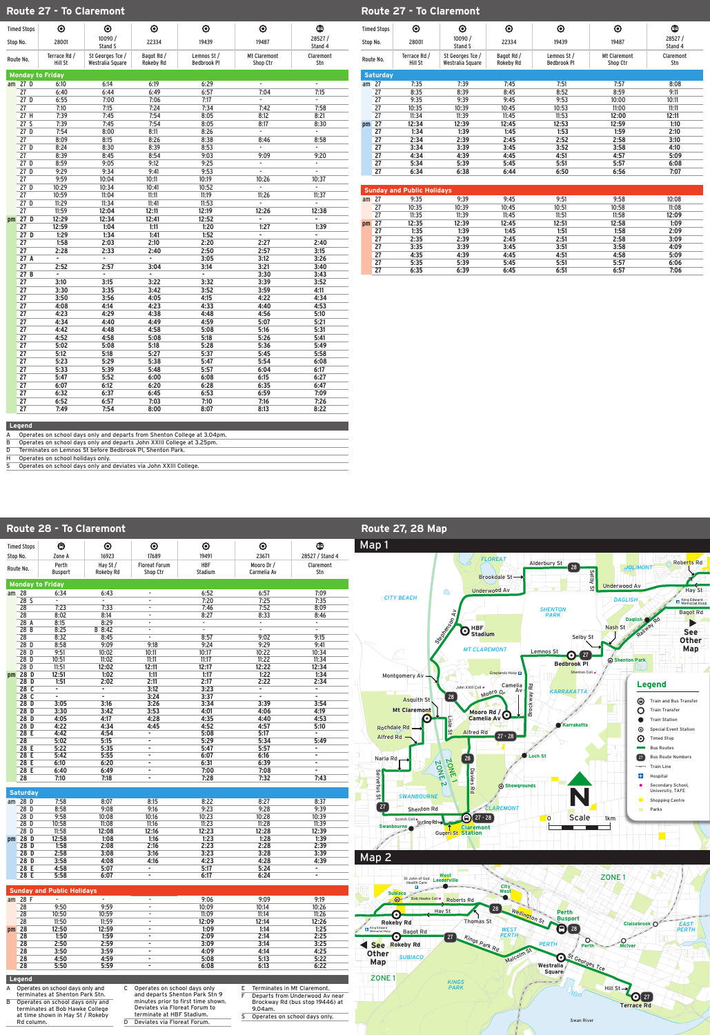## Route 27 - To Claremont

| Timed Stops | | | | | | |
|---|---|---|---|---|---|---|
| Stop No. | 28001 | 10090 / Stand S | 22334 | 19439 | 19487 | 28527 / Stand 4 |
| Route No. | Terrace Rd / Hill St | St Georges Tce / Westralia Square | Bagot Rd / Rokeby Rd | Lemnos St / Bedbrook Pl | Mt Claremont Shop Ctr | Claremont Stn |
| **Monday to Friday** | | | | | | |
| am 27 D | 6:10 | 6:14 | 6:19 | 6:29 | - | - |
| 27 | 6:40 | 6:44 | 6:49 | 6:57 | 7:04 | 7:15 |
| 27 D | 6:55 | 7:00 | 7:06 | 7:17 | - | - |
| 27 | 7:10 | 7:15 | 7:24 | 7:34 | 7:42 | 7:58 |
| 27 H | 7:39 | 7:45 | 7:54 | 8:05 | 8:12 | 8:21 |
| 27 S | 7:39 | 7:45 | 7:54 | 8:05 | 8:12 | 8:30 |
| 27 D | 7:54 | 8:00 | 8:11 | 8:26 | - | - |
| 27 | 8:09 | 8:15 | 8:26 | 8:38 | 8:46 | 8:58 |
| 27 D | 8:24 | 8:30 | 8:39 | 8:53 | - | - |
| 27 | 8:39 | 8:45 | 8:54 | 9:03 | 9:09 | 9:20 |
| 27 D | 8:59 | 9:05 | 9:12 | 9:25 | - | - |
| 27 D | 9:29 | 9:34 | 9:41 | 9:53 | - | - |
| 27 | 9:59 | 10:04 | 10:11 | 10:19 | 10:26 | 10:37 |
| 27 D | 10:29 | 10:34 | 10:41 | 10:52 | - | - |
| 27 | 10:59 | 11:04 | 11:11 | 11:19 | 11:26 | 11:37 |
| 27 D | 11:29 | 11:34 | 11:41 | 11:53 | - | - |
| 27 | 11:59 | 12:04 | 12:11 | 12:19 | 12:26 | 12:38 |
| pm 27 D | 12:29 | 12:34 | 12:41 | 12:52 | - | - |
| 27 | 12:59 | 1:04 | 1:11 | 1:20 | 1:27 | 1:39 |
| 27 D | 1:29 | 1:34 | 1:41 | 1:52 | - | - |
| 27 | 1:58 | 2:03 | 2:10 | 2:20 | 2:27 | 2:40 |
| 27 | 2:28 | 2:33 | 2:40 | 2:50 | 2:57 | 3:15 |
| 27 A | - | - | - | 3:05 | 3:12 | 3:26 |
| 27 | 2:52 | 2:57 | 3:04 | 3:14 | 3:21 | 3:40 |
| 27 B | - | - | - | - | 3:30 | 3:43 |
| 27 | 3:10 | 3:15 | 3:22 | 3:32 | 3:39 | 3:52 |
| 27 | 3:30 | 3:35 | 3:42 | 3:52 | 3:59 | 4:11 |
| 27 | 3:50 | 3:56 | 4:05 | 4:15 | 4:22 | 4:34 |
| 27 | 4:08 | 4:14 | 4:23 | 4:33 | 4:40 | 4:53 |
| 27 | 4:23 | 4:29 | 4:38 | 4:48 | 4:56 | 5:10 |
| 27 | 4:34 | 4:40 | 4:49 | 4:59 | 5:07 | 5:21 |
| 27 | 4:42 | 4:48 | 4:58 | 5:08 | 5:16 | 5:31 |
| 27 | 4:52 | 4:58 | 5:08 | 5:18 | 5:26 | 5:41 |
| 27 | 5:02 | 5:08 | 5:18 | 5:28 | 5:36 | 5:49 |
| 27 | 5:12 | 5:18 | 5:27 | 5:37 | 5:45 | 5:58 |
| 27 | 5:23 | 5:29 | 5:38 | 5:47 | 5:54 | 6:08 |
| 27 | 5:33 | 5:39 | 5:48 | 5:57 | 6:04 | 6:17 |
| 27 | 5:47 | 5:52 | 6:00 | 6:08 | 6:15 | 6:27 |
| 27 | 6:07 | 6:12 | 6:20 | 6:28 | 6:35 | 6:47 |
| 27 | 6:32 | 6:37 | 6:45 | 6:53 | 6:59 | 7:09 |
| 27 | 6:52 | 6:57 | 7:03 | 7:10 | 7:16 | 7:26 |
| 27 | 7:49 | 7:54 | 8:00 | 8:07 | 8:13 | 8:22 |

**Legend**

- A Operates on school days only and departs from Shenton College at 3.04pm.
- B Operates on school days only and departs John XXIII College at 3.25pm.
- D Terminates on Lemnos St before Bedbrook Pl, Shenton Park.
- H Operates on school holidays only.
- S Operates on school days only and deviates via John XXIII College.

## Route 27 - To Claremont

| Timed Stops | | | | | | |
|---|---|---|---|---|---|---|
| Stop No. | 28001 | 10090 / Stand S | 22334 | 19439 | 19487 | 28527 / Stand 4 |
| Route No. | Terrace Rd / Hill St | St Georges Tce / Westralia Square | Bagot Rd / Rokeby Rd | Lemnos St / Bedbrook Pl | Mt Claremont Shop Ctr | Claremont Stn |
| **Saturday** | | | | | | |
| am 27 | 7:35 | 7:39 | 7:45 | 7:51 | 7:57 | 8:08 |
| 27 | 8:35 | 8:39 | 8:45 | 8:52 | 8:59 | 9:11 |
| 27 | 9:35 | 9:39 | 9:45 | 9:53 | 10:00 | 10:11 |
| 27 | 10:35 | 10:39 | 10:45 | 10:53 | 11:00 | 11:11 |
| 27 | 11:34 | 11:39 | 11:45 | 11:53 | 12:00 | 12:11 |
| pm 27 | 12:34 | 12:39 | 12:45 | 12:53 | 12:59 | 1:10 |
| 27 | 1:34 | 1:39 | 1:45 | 1:53 | 1:59 | 2:10 |
| 27 | 2:34 | 2:39 | 2:45 | 2:52 | 2:58 | 3:10 |
| 27 | 3:34 | 3:39 | 3:45 | 3:52 | 3:58 | 4:10 |
| 27 | 4:34 | 4:39 | 4:45 | 4:51 | 4:57 | 5:09 |
| 27 | 5:34 | 5:39 | 5:45 | 5:51 | 5:57 | 6:08 |
| 27 | 6:34 | 6:38 | 6:44 | 6:50 | 6:56 | 7:07 |
| **Sunday and Public Holidays** | | | | | | |
| am 27 | 9:35 | 9:39 | 9:45 | 9:51 | 9:58 | 10:08 |
| 27 | 10:35 | 10:39 | 10:45 | 10:51 | 10:58 | 11:08 |
| 27 | 11:35 | 11:39 | 11:45 | 11:51 | 11:58 | 12:09 |
| pm 27 | 12:35 | 12:39 | 12:45 | 12:51 | 12:58 | 1:09 |
| 27 | 1:35 | 1:39 | 1:45 | 1:51 | 1:58 | 2:09 |
| 27 | 2:35 | 2:39 | 2:45 | 2:51 | 2:58 | 3:09 |
| 27 | 3:35 | 3:39 | 3:45 | 3:51 | 3:58 | 4:09 |
| 27 | 4:35 | 4:39 | 4:45 | 4:51 | 4:58 | 5:09 |
| 27 | 5:35 | 5:39 | 5:45 | 5:51 | 5:57 | 6:06 |
| 27 | 6:35 | 6:39 | 6:45 | 6:51 | 6:57 | 7:06 |

## Route 28 - To Claremont

| Timed Stops | | | | | | |
|---|---|---|---|---|---|---|
| Stop No. | Zone A | 16923 | 17689 | 19491 | 23671 | 28527 / Stand 4 |
| Route No. | Perth Busport | Hay St / Rokeby Rd | Floreat Forum Shop Ctr | HBF Stadium | Mooro Dr / Carmelia Av | Claremont Stn |
| **Monday to Friday** | | | | | | |
| am 28 | 6:34 | 6:43 | - | 6:52 | 6:57 | 7:09 |
| 28 S | - | - | - | 7:20 | 7:25 | 7:35 |
| 28 | 7:23 | 7:33 | - | 7:46 | 7:52 | 8:09 |
| 28 | 8:02 | 8:14 | - | 8:27 | 8:33 | 8:46 |
| 28 A | 8:15 | 8:29 | - | - | - | - |
| 28 B | 8:25 | B 8:42 | - | - | - | - |
| 28 | 8:32 | 8:45 | - | 8:57 | 9:02 | 9:15 |
| 28 D | 8:58 | 9:09 | 9:18 | 9:24 | 9:29 | 9:41 |
| 28 D | 9:51 | 10:02 | 10:11 | 10:17 | 10:22 | 10:34 |
| 28 D | 10:51 | 11:02 | 11:11 | 11:17 | 11:22 | 11:34 |
| 28 D | 11:51 | 12:02 | 12:11 | 12:17 | 12:22 | 12:34 |
| pm 28 D | 12:51 | 1:02 | 1:11 | 1:17 | 1:22 | 1:34 |
| 28 D | 1:51 | 2:02 | 2:11 | 2:17 | 2:22 | 2:34 |
| 28 C | - | - | 3:12 | 3:23 | - | - |
| 28 C | - | - | 3:24 | 3:37 | - | - |
| 28 D | 3:05 | 3:16 | 3:26 | 3:34 | 3:39 | 3:54 |
| 28 D | 3:30 | 3:42 | 3:53 | 4:01 | 4:06 | 4:19 |
| 28 D | 4:05 | 4:17 | 4:28 | 4:35 | 4:40 | 4:53 |
| 28 D | 4:22 | 4:34 | 4:45 | 4:52 | 4:57 | 5:10 |
| 28 E | 4:42 | 4:54 | - | 5:08 | 5:17 | - |
| 28 | 5:02 | 5:15 | - | 5:29 | 5:34 | 5:49 |
| 28 E | 5:22 | 5:35 | - | 5:47 | 5:57 | - |
| 28 E | 5:42 | 5:55 | - | 6:07 | 6:16 | - |
| 28 E | 6:10 | 6:20 | - | 6:31 | 6:39 | - |
| 28 E | 6:40 | 6:49 | - | 7:00 | 7:08 | - |
| 28 | 7:10 | 7:18 | - | 7:28 | 7:32 | 7:43 |
| **Saturday** | | | | | | |
| am 28 D | 7:58 | 8:07 | 8:15 | 8:22 | 8:27 | 8:37 |
| 28 D | 8:58 | 9:08 | 9:16 | 9:23 | 9:28 | 9:39 |
| 28 D | 9:58 | 10:08 | 10:16 | 10:23 | 10:28 | 10:39 |
| 28 D | 10:58 | 11:08 | 11:16 | 11:23 | 11:28 | 11:39 |
| 28 D | 11:58 | 12:08 | 12:16 | 12:23 | 12:28 | 12:39 |
| pm 28 D | 12:58 | 1:08 | 1:16 | 1:23 | 1:28 | 1:39 |
| 28 D | 1:58 | 2:08 | 2:16 | 2:23 | 2:28 | 2:39 |
| 28 D | 2:58 | 3:08 | 3:16 | 3:23 | 3:28 | 3:39 |
| 28 D | 3:58 | 4:08 | 4:16 | 4:23 | 4:28 | 4:39 |
| 28 E | 4:58 | 5:07 | - | 5:17 | 5:24 | - |
| 28 E | 5:58 | 6:07 | - | 6:17 | 6:24 | - |
| **Sunday and Public Holidays** | | | | | | |
| am 28 F | - | - | - | 9:06 | 9:09 | 9:19 |
| 28 | 9:50 | 9:59 | - | 10:09 | 10:14 | 10:26 |
| 28 | 10:50 | 10:59 | - | 11:09 | 11:14 | 11:26 |
| 28 | 11:50 | 11:59 | - | 12:09 | 12:14 | 12:26 |
| pm 28 | 12:50 | 12:59 | - | 1:09 | 1:14 | 1:25 |
| 28 | 1:50 | 1:59 | - | 2:09 | 2:14 | 2:25 |
| 28 | 2:50 | 2:59 | - | 3:09 | 3:14 | 3:25 |
| 28 | 3:50 | 3:59 | - | 4:09 | 4:14 | 4:25 |
| 28 | 4:50 | 4:59 | - | 5:08 | 5:13 | 5:22 |
| 28 | 5:50 | 5:59 | - | 6:08 | 6:13 | 6:22 |

**Legend**

- A Operates on school days only and terminates at Shenton Park Stn.
- B Operates on school days only and terminates at Bob Hawke College at time shown in Hay St / Rokeby Rd column.
- C Operates on school days only and departs Shenton Park Stn 9 minutes prior to first time shown. Deviates via Floreat Forum to terminate at HBF Stadium.
- D Deviates via Floreat Forum.
- E Terminates in Mt Claremont.
- F Departs from Underwood Av near Brockway Rd (bus stop 19446) at 9.04am.
- S Operates on school days only.

## Route 27, 28 Map

### Map 1

Floreat, Alderbury St, Brookdale St, Underwood Av, City Beach, Jolimont, Roberts Rd, Hay St, Underwood Av, King Edward Memorial Hosp, Bagot Rd, Daglish, Shenton Park, Stephenson Av, HBF Stadium, Mt Claremont, Selby St, Nash St, Railway Rd, See Other Map, Lemnos St, Bedbrook Pl, Shenton Coll, Shenton Park, Montgomery Av, Graylands Hosp, John XXIII Coll, Mooro Dr, Camelia Av, Brockway Rd, Karrakatta, Asquith St, Mt Claremont, Mooro Rd / Camelia Av, Rochdale Rd, Alfred Rd, Karrakatta, Alfred Rd, Narla Rd, Zone 2, Zone 1, Davies Rd, Loch St, Showgrounds, Servetus St, Swanbourne, Shenton Rd, Claremont, Scotch Coll, Stirling Rd, Swanbourne, Gugeri St, Claremont Station, Scale 0 1km

**Legend**

- Train and Bus Transfer
- Train Transfer
- Train Station
- Special Event Station
- Timed Stop
- Bus Routes
- Bus Route Numbers
- Train Line
- Hospital
- Secondary School, University, TAFE
- Shopping Centre
- Parks

### Map 2

St John of God Health Care, West Leederville, Subiaco, Bob Hawke Coll, Roberts Rd, City West, Zone 1, Hay St, Wellington St, Perth Busport, Claisebrook, East Perth, King Edward Memorial Hosp, Rokeby Rd, Thomas St, See Other Map, Rokeby Rd, Bagot Rd, Kings Park Rd, West Perth, Perth, McIver, Subiaco, Malcolm St, St Georges Tce, Westralia Square, Zone 1, Kings Park, Hill St, Terrace Rd, Swan River